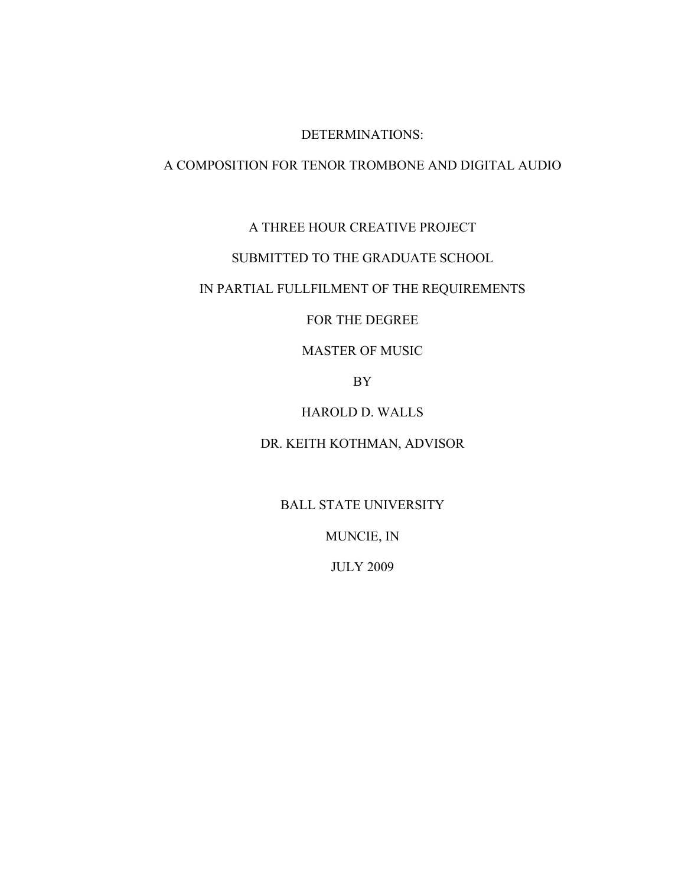# DETERMINATIONS:

## A COMPOSITION FOR TENOR TROMBONE AND DIGITAL AUDIO

A THREE HOUR CREATIVE PROJECT

SUBMITTED TO THE GRADUATE SCHOOL

IN PARTIAL FULLFILMENT OF THE REQUIREMENTS

FOR THE DEGREE

MASTER OF MUSIC

BY

HAROLD D. WALLS

DR. KEITH KOTHMAN, ADVISOR

BALL STATE UNIVERSITY

MUNCIE, IN

JULY 2009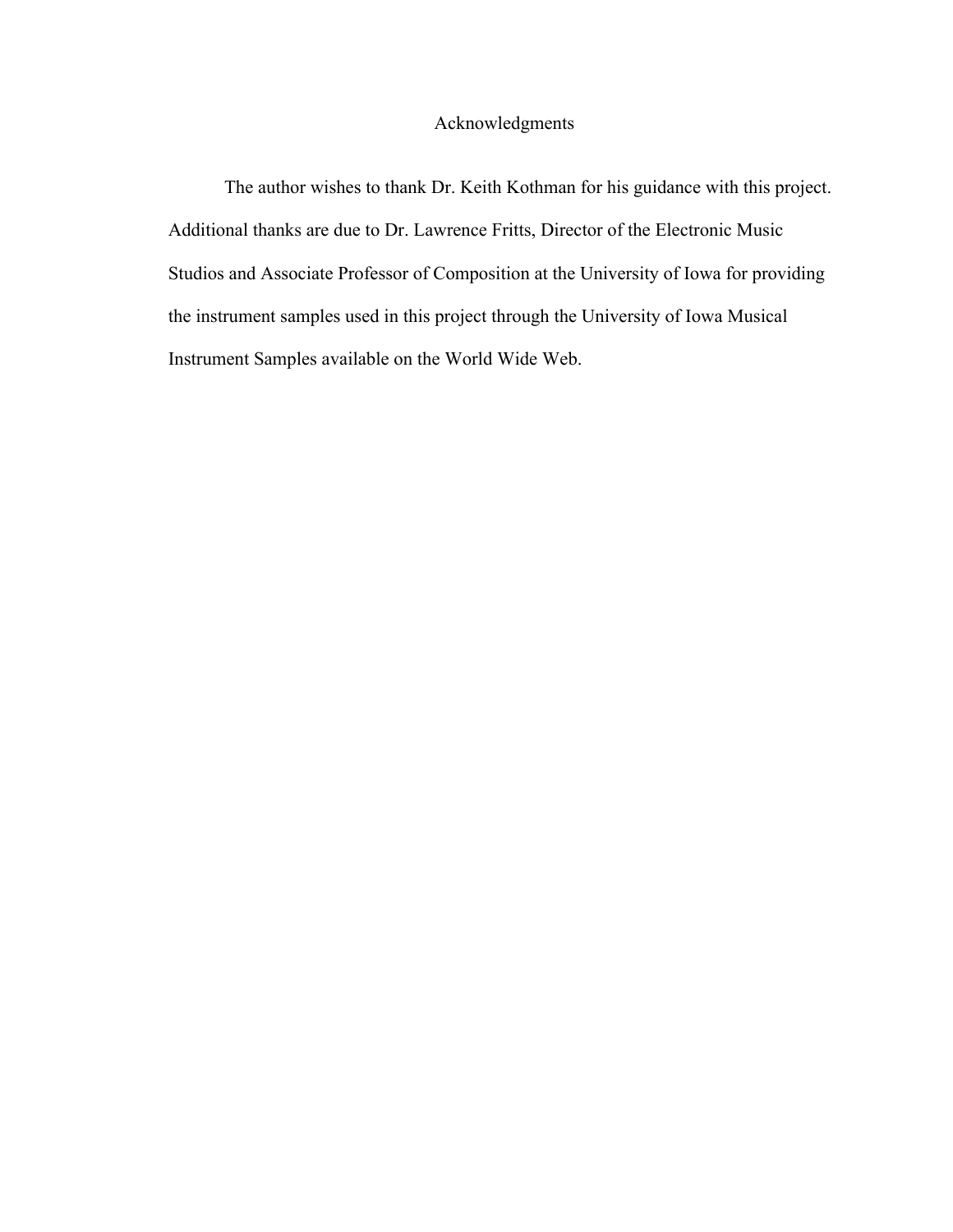# Acknowledgments

The author wishes to thank Dr. Keith Kothman for his guidance with this project. Additional thanks are due to Dr. Lawrence Fritts, Director of the Electronic Music Studios and Associate Professor of Composition at the University of Iowa for providing the instrument samples used in this project through the University of Iowa Musical Instrument Samples available on the World Wide Web.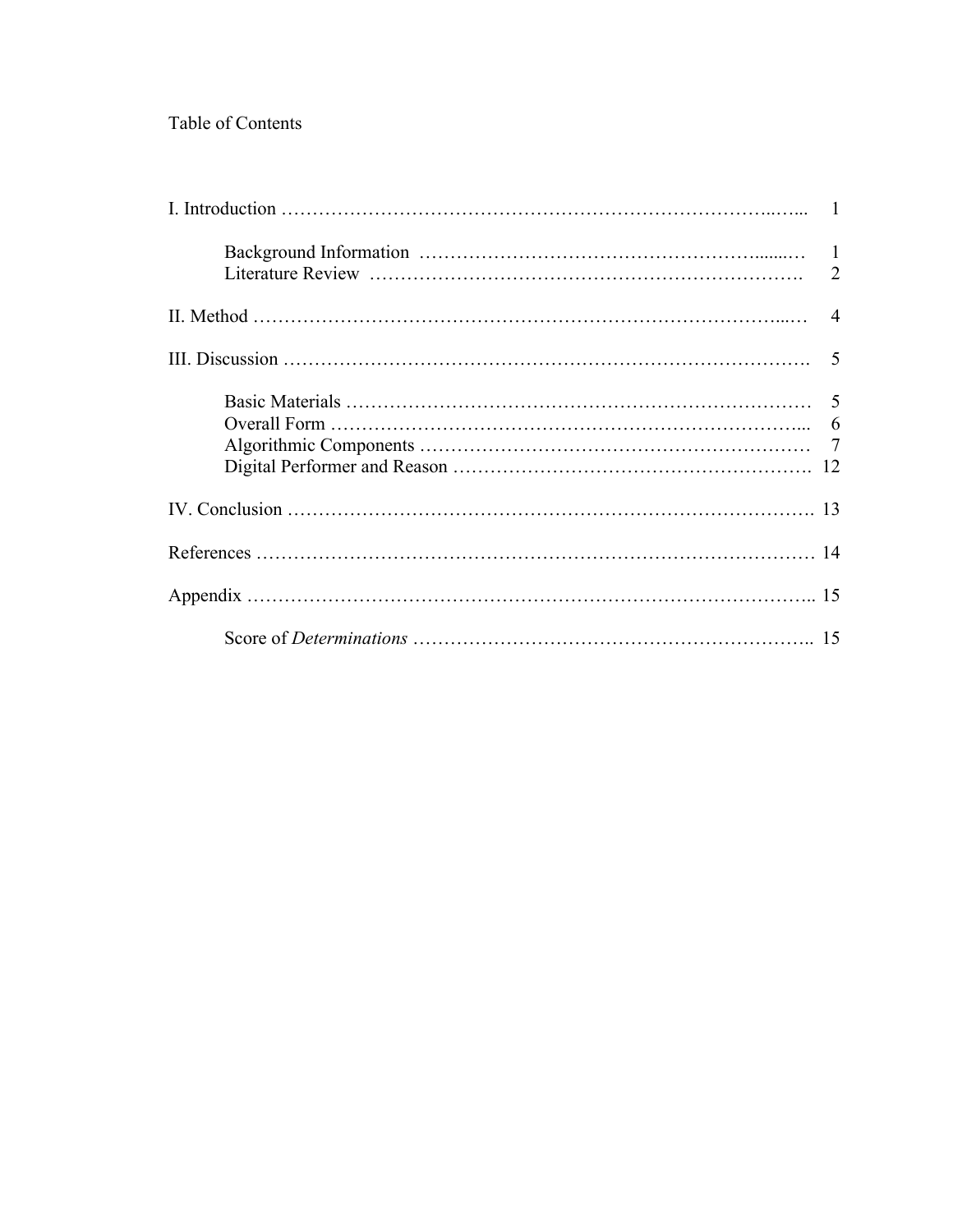Table of Contents

| | |
|---|---|
| I. Introduction | 1 |
| Background Information | 1 |
| Literature Review | 2 |
| II. Method | 4 |
| III. Discussion | 5 |
| Basic Materials | 5 |
| Overall Form | 6 |
| Algorithmic Components | 7 |
| Digital Performer and Reason | 12 |
| IV. Conclusion | 13 |
| References | 14 |
| Appendix | 15 |
| Score of *Determinations* | 15 |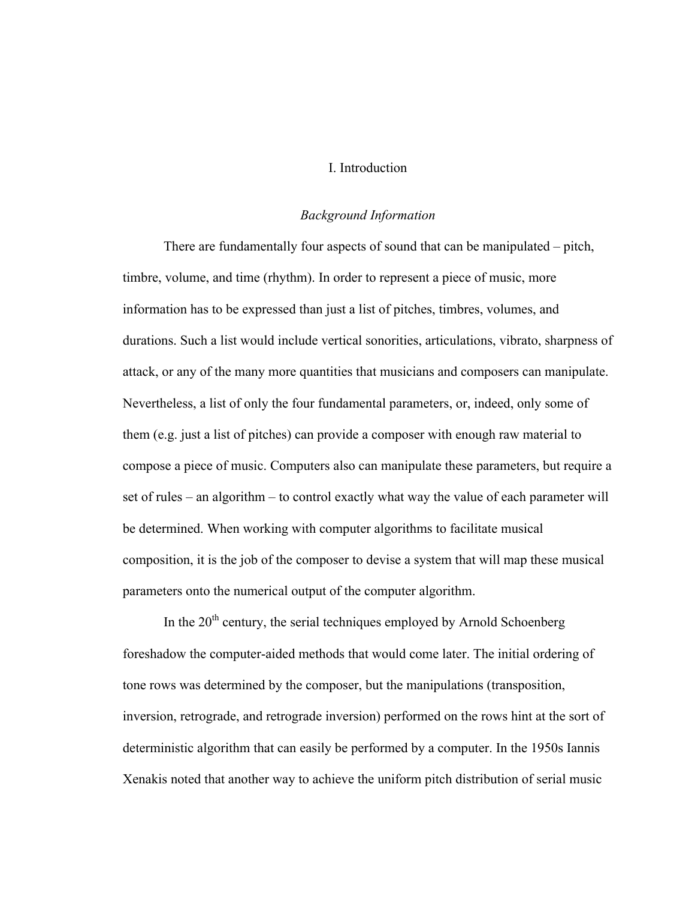# I. Introduction

## *Background Information*

There are fundamentally four aspects of sound that can be manipulated – pitch, timbre, volume, and time (rhythm). In order to represent a piece of music, more information has to be expressed than just a list of pitches, timbres, volumes, and durations. Such a list would include vertical sonorities, articulations, vibrato, sharpness of attack, or any of the many more quantities that musicians and composers can manipulate. Nevertheless, a list of only the four fundamental parameters, or, indeed, only some of them (e.g. just a list of pitches) can provide a composer with enough raw material to compose a piece of music. Computers also can manipulate these parameters, but require a set of rules – an algorithm – to control exactly what way the value of each parameter will be determined. When working with computer algorithms to facilitate musical composition, it is the job of the composer to devise a system that will map these musical parameters onto the numerical output of the computer algorithm.

In the 20th century, the serial techniques employed by Arnold Schoenberg foreshadow the computer-aided methods that would come later. The initial ordering of tone rows was determined by the composer, but the manipulations (transposition, inversion, retrograde, and retrograde inversion) performed on the rows hint at the sort of deterministic algorithm that can easily be performed by a computer. In the 1950s Iannis Xenakis noted that another way to achieve the uniform pitch distribution of serial music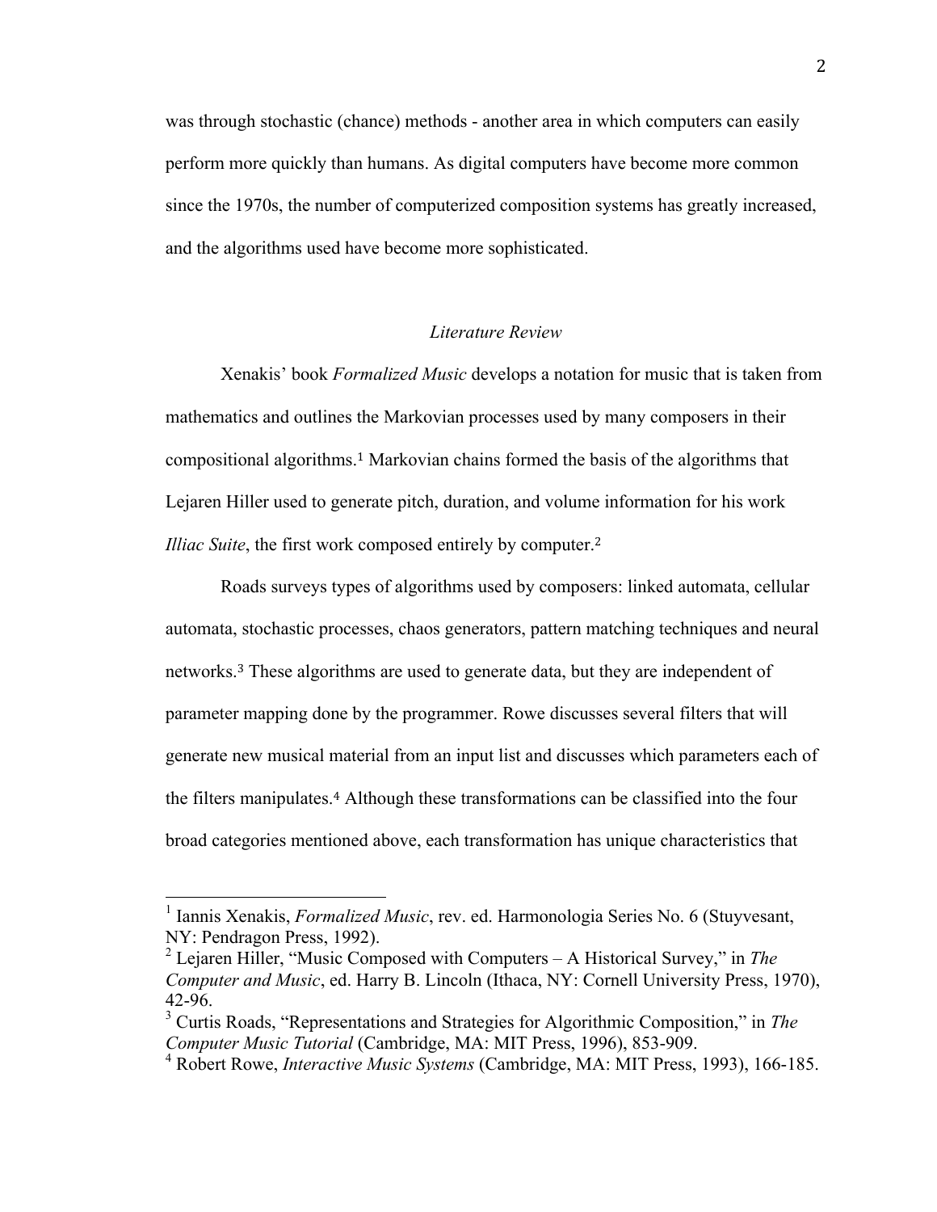was through stochastic (chance) methods - another area in which computers can easily perform more quickly than humans. As digital computers have become more common since the 1970s, the number of computerized composition systems has greatly increased, and the algorithms used have become more sophisticated.

## *Literature Review*

Xenakis' book *Formalized Music* develops a notation for music that is taken from mathematics and outlines the Markovian processes used by many composers in their compositional algorithms.[1] Markovian chains formed the basis of the algorithms that Lejaren Hiller used to generate pitch, duration, and volume information for his work *Illiac Suite*, the first work composed entirely by computer.[2]

Roads surveys types of algorithms used by composers: linked automata, cellular automata, stochastic processes, chaos generators, pattern matching techniques and neural networks.[3] These algorithms are used to generate data, but they are independent of parameter mapping done by the programmer. Rowe discusses several filters that will generate new musical material from an input list and discusses which parameters each of the filters manipulates.[4] Although these transformations can be classified into the four broad categories mentioned above, each transformation has unique characteristics that

---

[1] Iannis Xenakis, *Formalized Music*, rev. ed. Harmonologia Series No. 6 (Stuyvesant, NY: Pendragon Press, 1992).

[2] Lejaren Hiller, "Music Composed with Computers – A Historical Survey," in *The Computer and Music*, ed. Harry B. Lincoln (Ithaca, NY: Cornell University Press, 1970), 42-96.

[3] Curtis Roads, "Representations and Strategies for Algorithmic Composition," in *The Computer Music Tutorial* (Cambridge, MA: MIT Press, 1996), 853-909.

[4] Robert Rowe, *Interactive Music Systems* (Cambridge, MA: MIT Press, 1993), 166-185.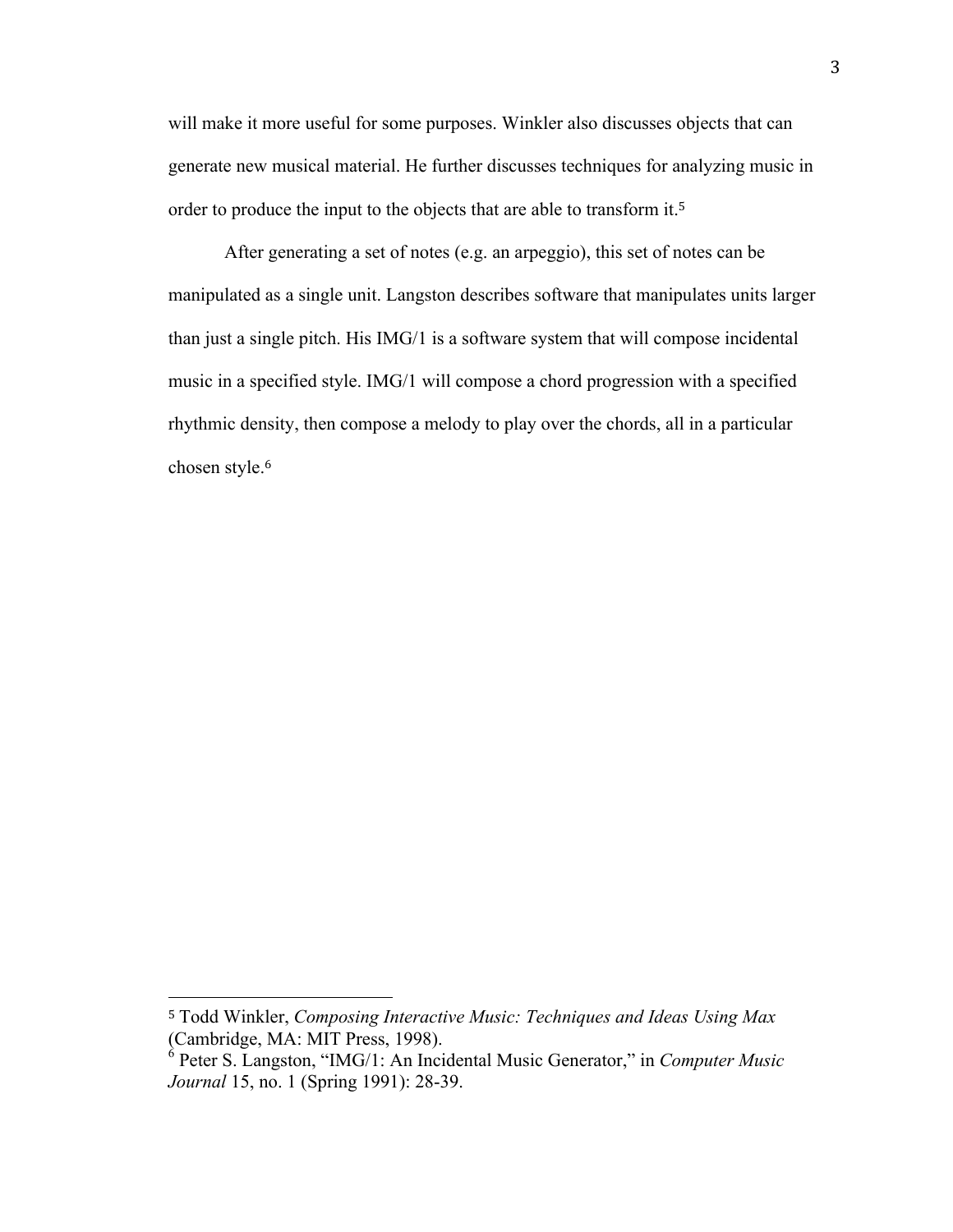will make it more useful for some purposes. Winkler also discusses objects that can generate new musical material. He further discusses techniques for analyzing music in order to produce the input to the objects that are able to transform it.[5]

After generating a set of notes (e.g. an arpeggio), this set of notes can be manipulated as a single unit. Langston describes software that manipulates units larger than just a single pitch. His IMG/1 is a software system that will compose incidental music in a specified style. IMG/1 will compose a chord progression with a specified rhythmic density, then compose a melody to play over the chords, all in a particular chosen style.[6]

---

[5] Todd Winkler, *Composing Interactive Music: Techniques and Ideas Using Max* (Cambridge, MA: MIT Press, 1998).

[6] Peter S. Langston, "IMG/1: An Incidental Music Generator," in *Computer Music Journal* 15, no. 1 (Spring 1991): 28-39.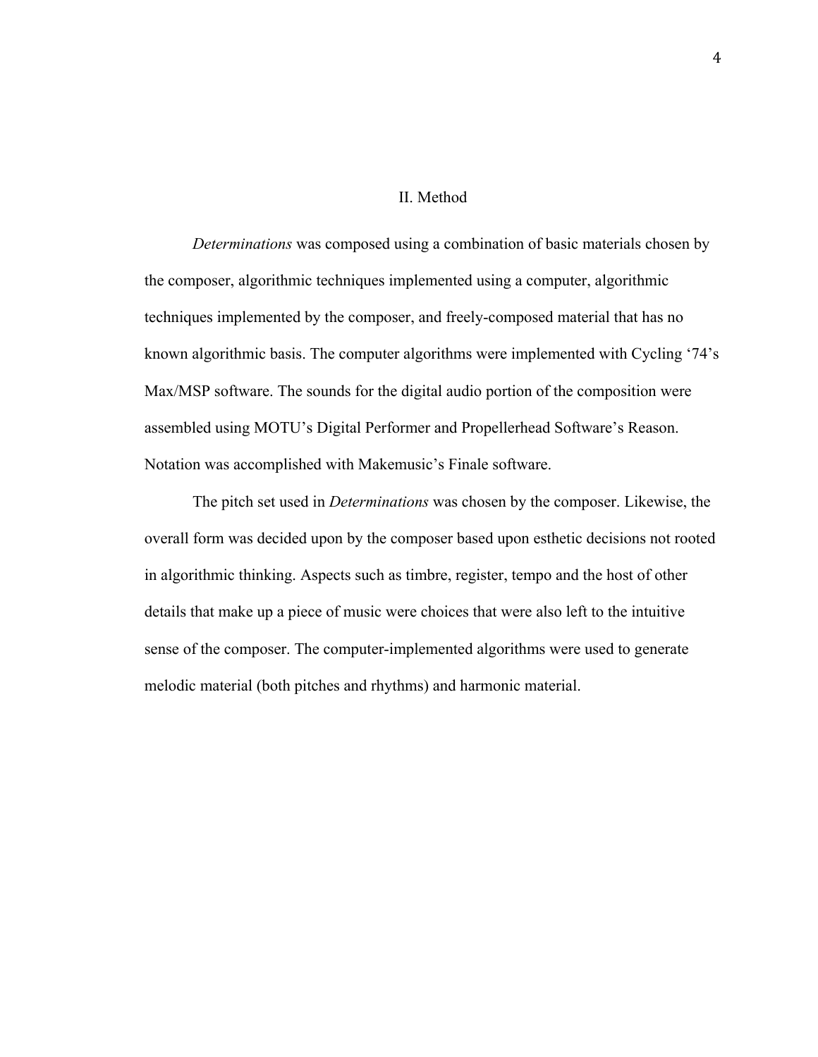## II. Method

*Determinations* was composed using a combination of basic materials chosen by the composer, algorithmic techniques implemented using a computer, algorithmic techniques implemented by the composer, and freely-composed material that has no known algorithmic basis. The computer algorithms were implemented with Cycling '74's Max/MSP software. The sounds for the digital audio portion of the composition were assembled using MOTU's Digital Performer and Propellerhead Software's Reason. Notation was accomplished with Makemusic's Finale software.

The pitch set used in *Determinations* was chosen by the composer. Likewise, the overall form was decided upon by the composer based upon esthetic decisions not rooted in algorithmic thinking. Aspects such as timbre, register, tempo and the host of other details that make up a piece of music were choices that were also left to the intuitive sense of the composer. The computer-implemented algorithms were used to generate melodic material (both pitches and rhythms) and harmonic material.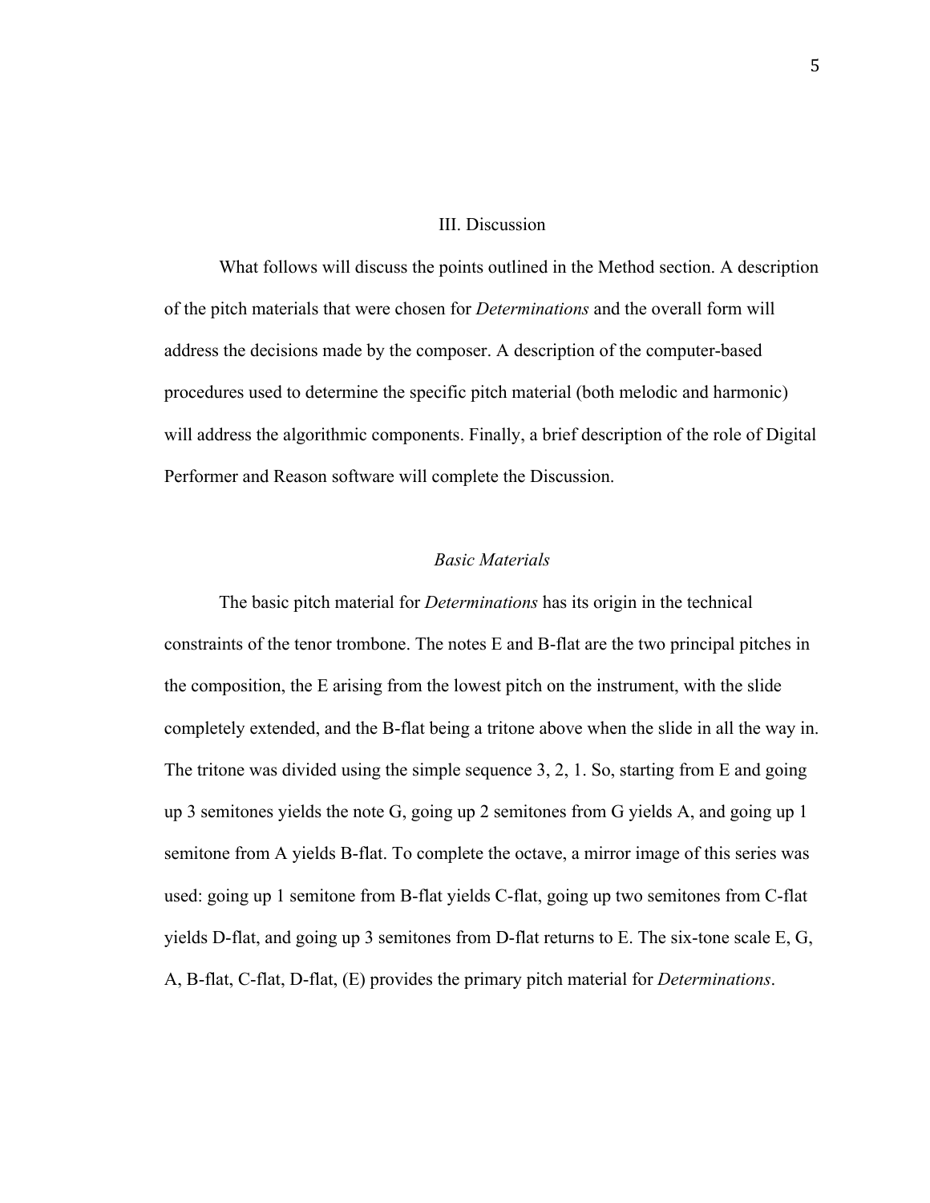## III. Discussion

What follows will discuss the points outlined in the Method section. A description of the pitch materials that were chosen for *Determinations* and the overall form will address the decisions made by the composer. A description of the computer-based procedures used to determine the specific pitch material (both melodic and harmonic) will address the algorithmic components. Finally, a brief description of the role of Digital Performer and Reason software will complete the Discussion.

### *Basic Materials*

The basic pitch material for *Determinations* has its origin in the technical constraints of the tenor trombone. The notes E and B-flat are the two principal pitches in the composition, the E arising from the lowest pitch on the instrument, with the slide completely extended, and the B-flat being a tritone above when the slide in all the way in. The tritone was divided using the simple sequence 3, 2, 1. So, starting from E and going up 3 semitones yields the note G, going up 2 semitones from G yields A, and going up 1 semitone from A yields B-flat. To complete the octave, a mirror image of this series was used: going up 1 semitone from B-flat yields C-flat, going up two semitones from C-flat yields D-flat, and going up 3 semitones from D-flat returns to E. The six-tone scale E, G, A, B-flat, C-flat, D-flat, (E) provides the primary pitch material for *Determinations*.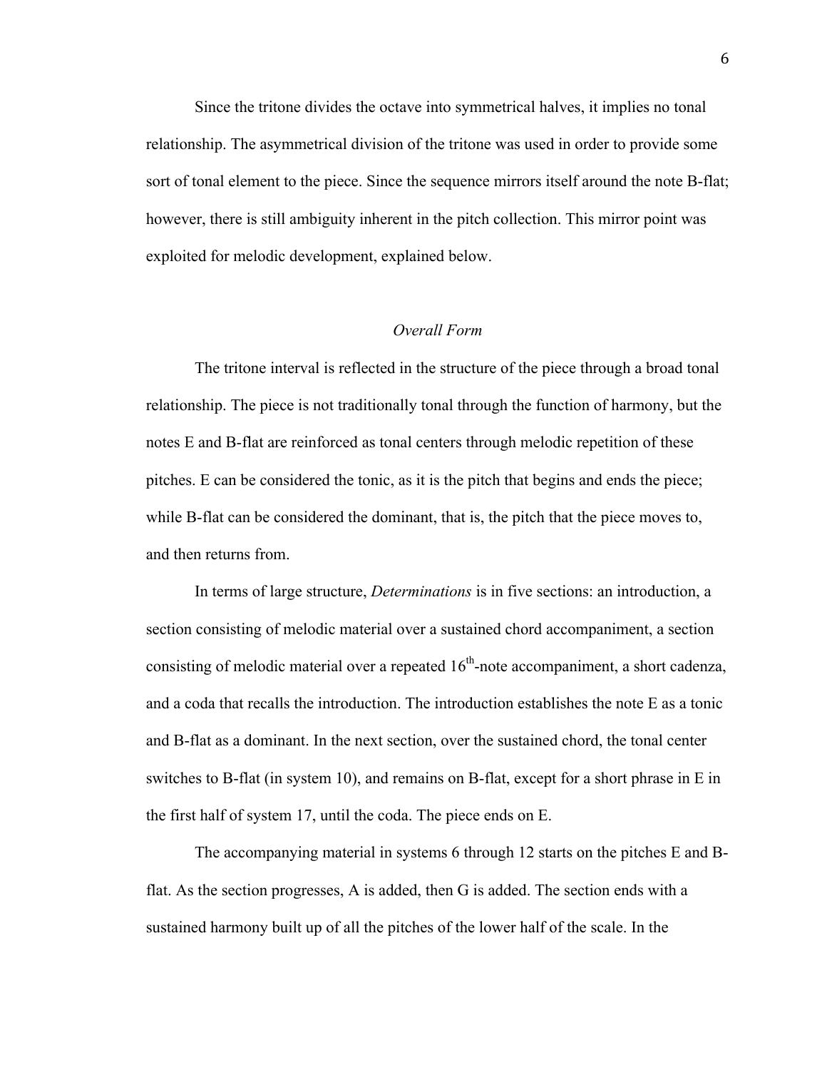Since the tritone divides the octave into symmetrical halves, it implies no tonal relationship. The asymmetrical division of the tritone was used in order to provide some sort of tonal element to the piece. Since the sequence mirrors itself around the note B-flat; however, there is still ambiguity inherent in the pitch collection. This mirror point was exploited for melodic development, explained below.

### *Overall Form*

The tritone interval is reflected in the structure of the piece through a broad tonal relationship. The piece is not traditionally tonal through the function of harmony, but the notes E and B-flat are reinforced as tonal centers through melodic repetition of these pitches. E can be considered the tonic, as it is the pitch that begins and ends the piece; while B-flat can be considered the dominant, that is, the pitch that the piece moves to, and then returns from.

In terms of large structure, *Determinations* is in five sections: an introduction, a section consisting of melodic material over a sustained chord accompaniment, a section consisting of melodic material over a repeated 16th-note accompaniment, a short cadenza, and a coda that recalls the introduction. The introduction establishes the note E as a tonic and B-flat as a dominant. In the next section, over the sustained chord, the tonal center switches to B-flat (in system 10), and remains on B-flat, except for a short phrase in E in the first half of system 17, until the coda. The piece ends on E.

The accompanying material in systems 6 through 12 starts on the pitches E and B-flat. As the section progresses, A is added, then G is added. The section ends with a sustained harmony built up of all the pitches of the lower half of the scale. In the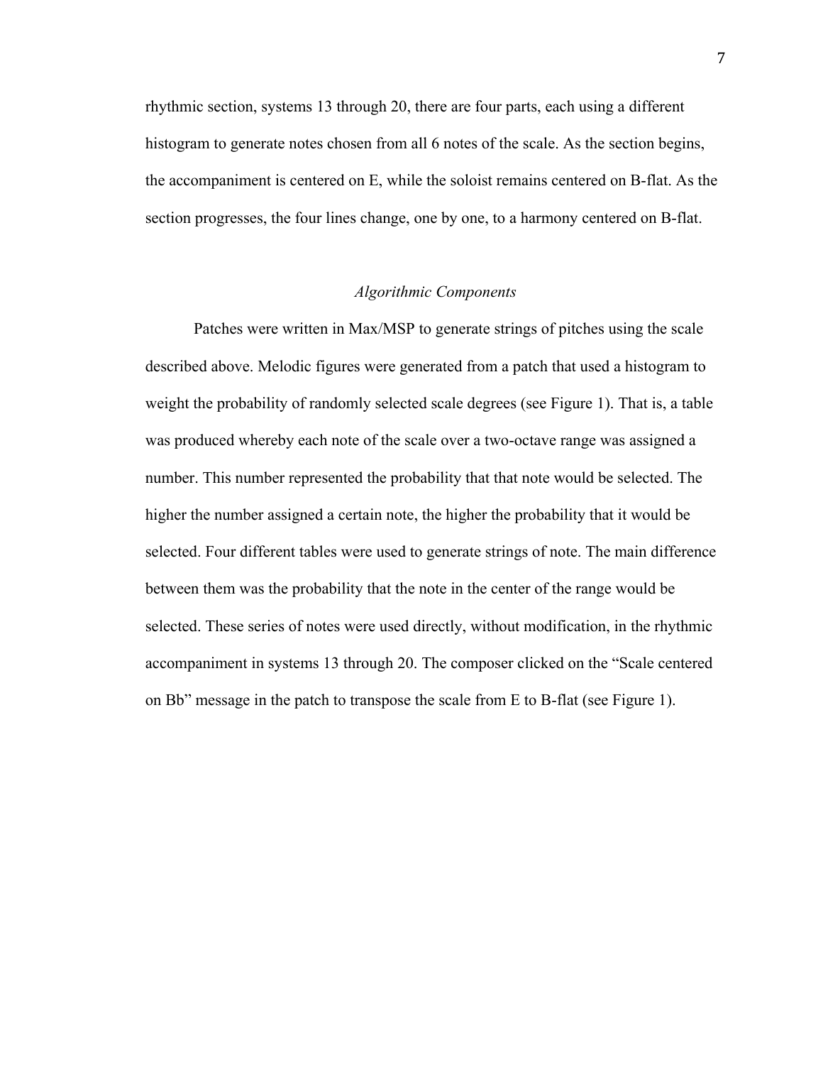rhythmic section, systems 13 through 20, there are four parts, each using a different histogram to generate notes chosen from all 6 notes of the scale. As the section begins, the accompaniment is centered on E, while the soloist remains centered on B-flat. As the section progresses, the four lines change, one by one, to a harmony centered on B-flat.

### *Algorithmic Components*

Patches were written in Max/MSP to generate strings of pitches using the scale described above. Melodic figures were generated from a patch that used a histogram to weight the probability of randomly selected scale degrees (see Figure 1). That is, a table was produced whereby each note of the scale over a two-octave range was assigned a number. This number represented the probability that that note would be selected. The higher the number assigned a certain note, the higher the probability that it would be selected. Four different tables were used to generate strings of note. The main difference between them was the probability that the note in the center of the range would be selected. These series of notes were used directly, without modification, in the rhythmic accompaniment in systems 13 through 20. The composer clicked on the "Scale centered on Bb" message in the patch to transpose the scale from E to B-flat (see Figure 1).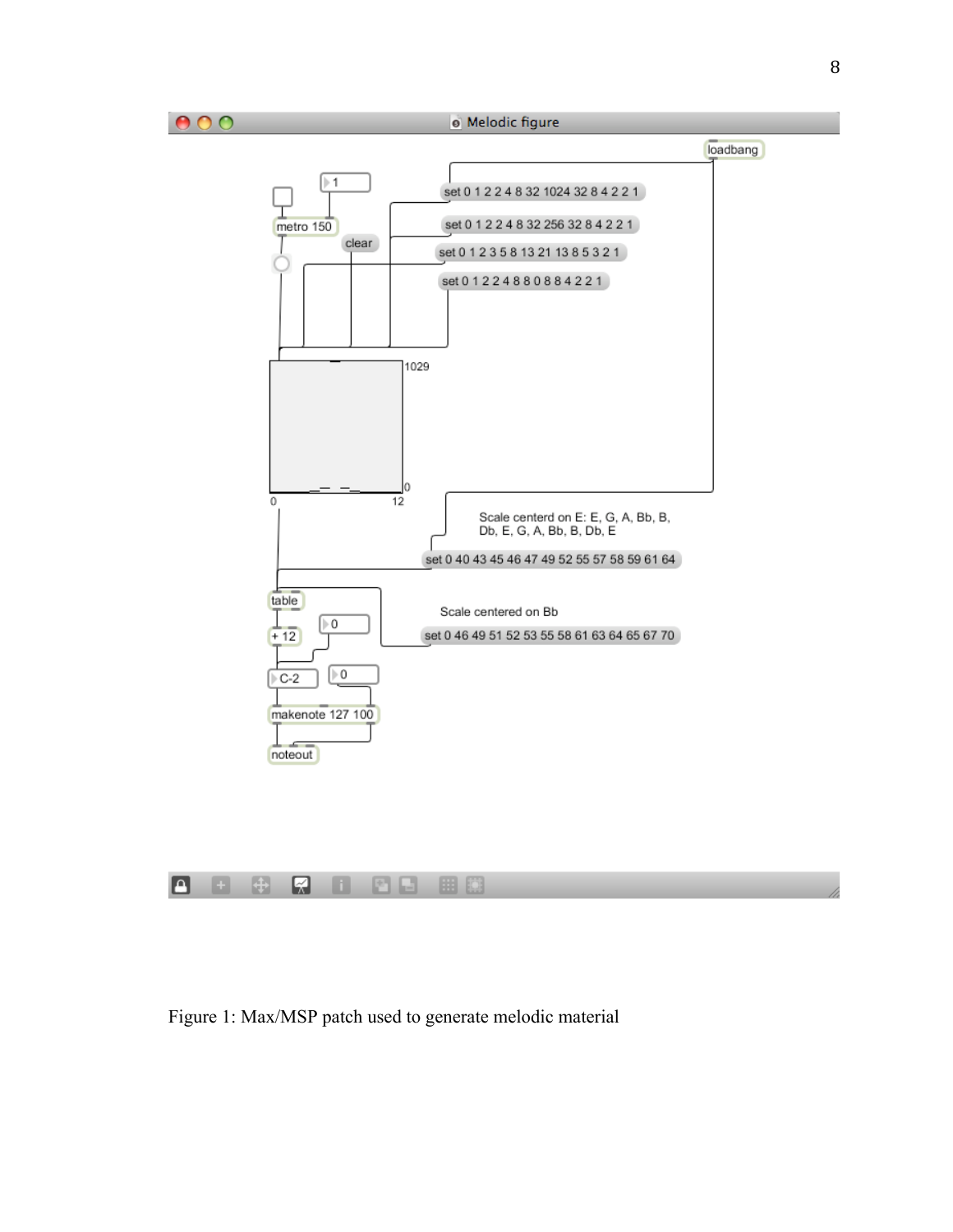Figure 1: Max/MSP patch used to generate melodic material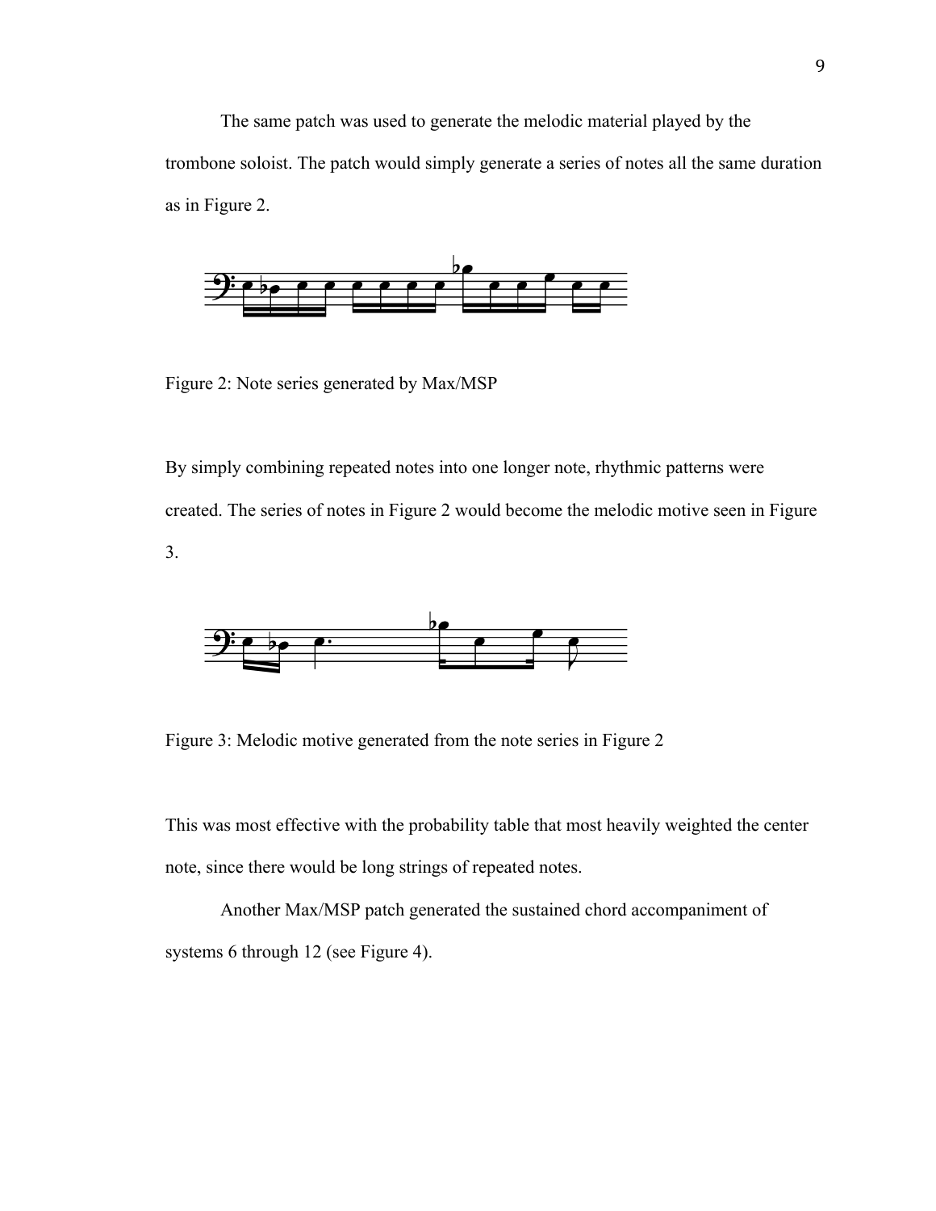The same patch was used to generate the melodic material played by the trombone soloist. The patch would simply generate a series of notes all the same duration as in Figure 2.

Figure 2: Note series generated by Max/MSP

By simply combining repeated notes into one longer note, rhythmic patterns were created. The series of notes in Figure 2 would become the melodic motive seen in Figure 3.

Figure 3: Melodic motive generated from the note series in Figure 2

This was most effective with the probability table that most heavily weighted the center note, since there would be long strings of repeated notes.

Another Max/MSP patch generated the sustained chord accompaniment of systems 6 through 12 (see Figure 4).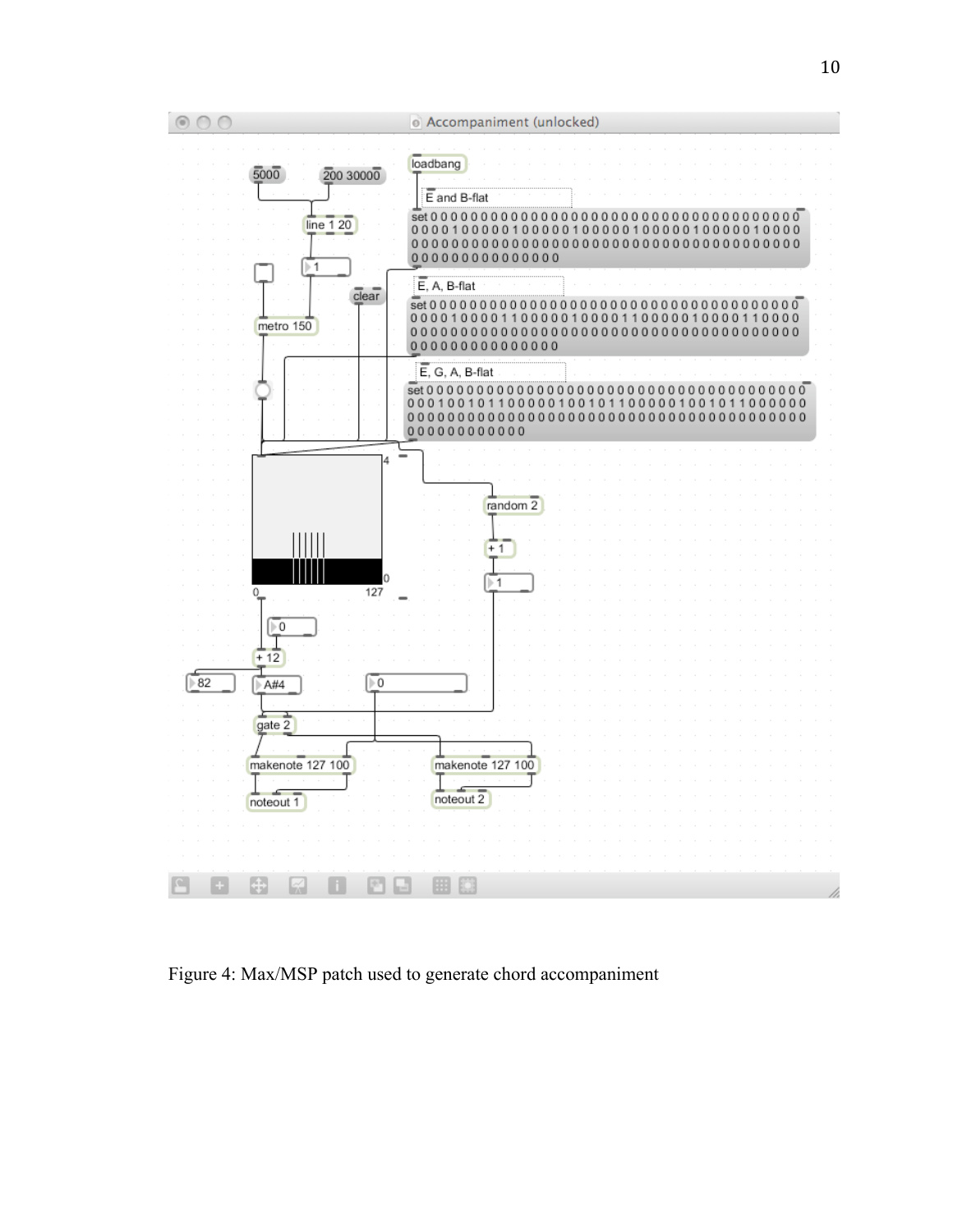Figure 4: Max/MSP patch used to generate chord accompaniment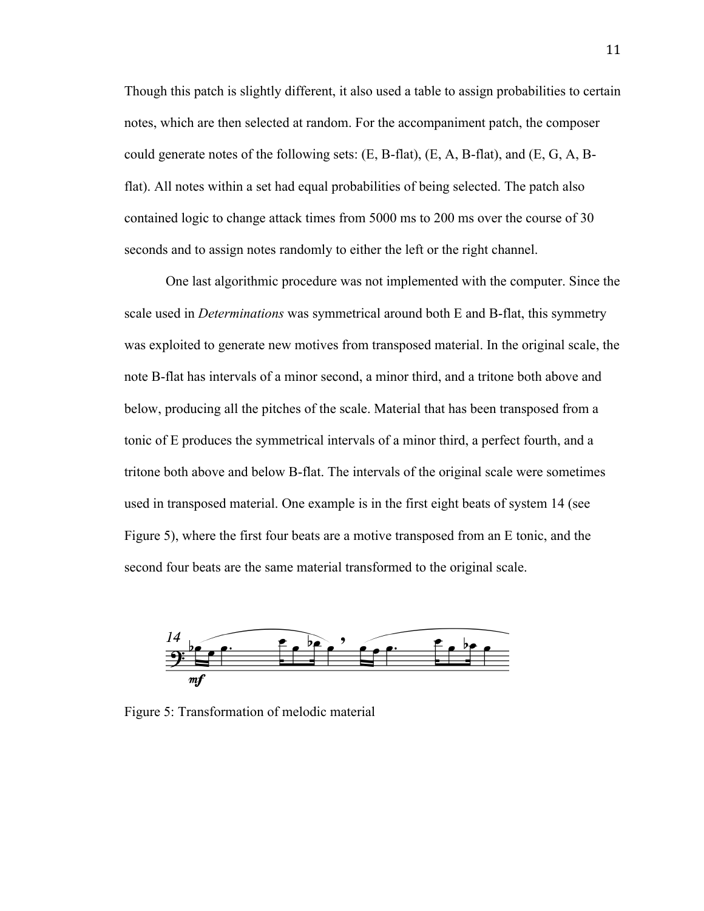Though this patch is slightly different, it also used a table to assign probabilities to certain notes, which are then selected at random. For the accompaniment patch, the composer could generate notes of the following sets: (E, B-flat), (E, A, B-flat), and (E, G, A, B-flat). All notes within a set had equal probabilities of being selected. The patch also contained logic to change attack times from 5000 ms to 200 ms over the course of 30 seconds and to assign notes randomly to either the left or the right channel.

One last algorithmic procedure was not implemented with the computer. Since the scale used in *Determinations* was symmetrical around both E and B-flat, this symmetry was exploited to generate new motives from transposed material. In the original scale, the note B-flat has intervals of a minor second, a minor third, and a tritone both above and below, producing all the pitches of the scale. Material that has been transposed from a tonic of E produces the symmetrical intervals of a minor third, a perfect fourth, and a tritone both above and below B-flat. The intervals of the original scale were sometimes used in transposed material. One example is in the first eight beats of system 14 (see Figure 5), where the first four beats are a motive transposed from an E tonic, and the second four beats are the same material transformed to the original scale.

Figure 5: Transformation of melodic material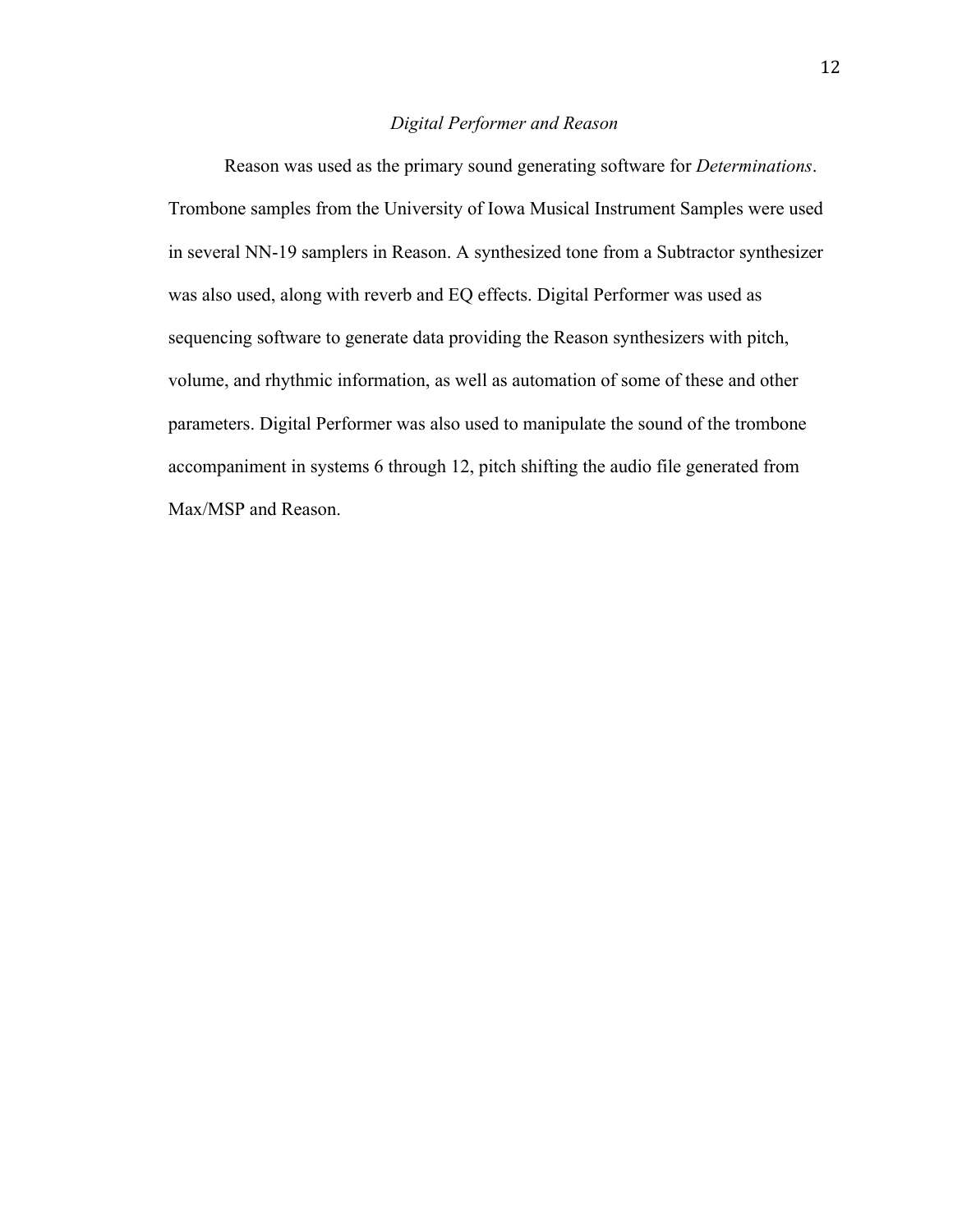### *Digital Performer and Reason*

Reason was used as the primary sound generating software for *Determinations*. Trombone samples from the University of Iowa Musical Instrument Samples were used in several NN-19 samplers in Reason. A synthesized tone from a Subtractor synthesizer was also used, along with reverb and EQ effects. Digital Performer was used as sequencing software to generate data providing the Reason synthesizers with pitch, volume, and rhythmic information, as well as automation of some of these and other parameters. Digital Performer was also used to manipulate the sound of the trombone accompaniment in systems 6 through 12, pitch shifting the audio file generated from Max/MSP and Reason.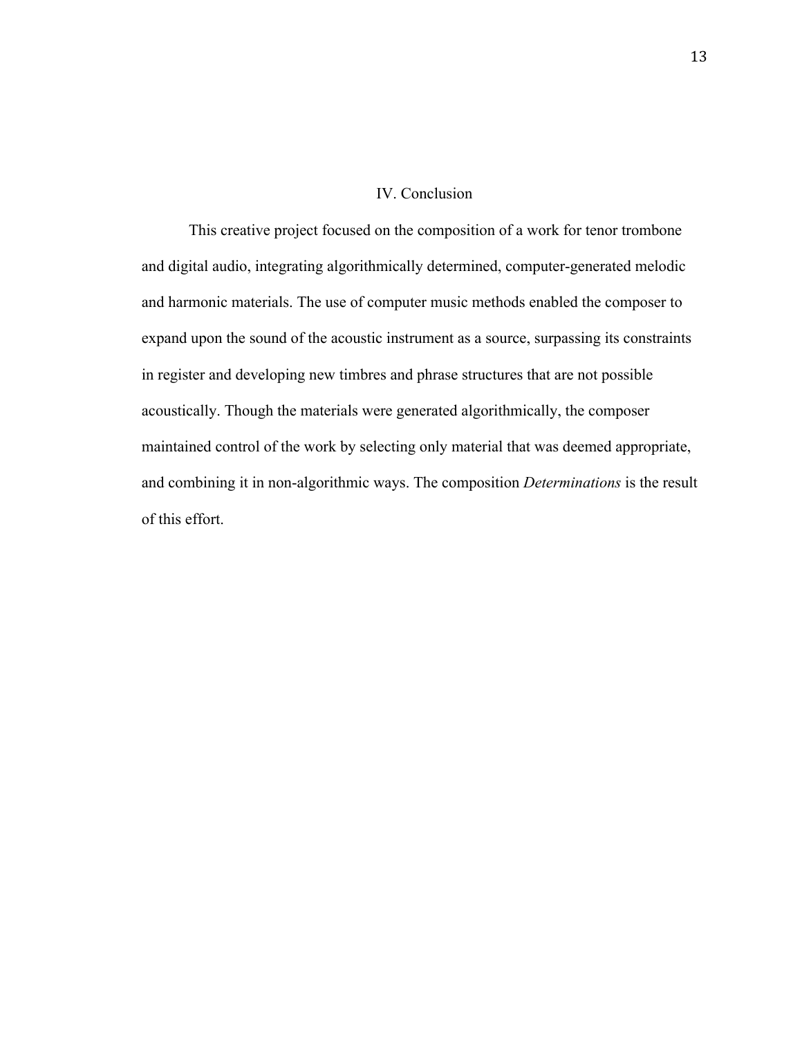# IV. Conclusion

This creative project focused on the composition of a work for tenor trombone and digital audio, integrating algorithmically determined, computer-generated melodic and harmonic materials. The use of computer music methods enabled the composer to expand upon the sound of the acoustic instrument as a source, surpassing its constraints in register and developing new timbres and phrase structures that are not possible acoustically. Though the materials were generated algorithmically, the composer maintained control of the work by selecting only material that was deemed appropriate, and combining it in non-algorithmic ways. The composition *Determinations* is the result of this effort.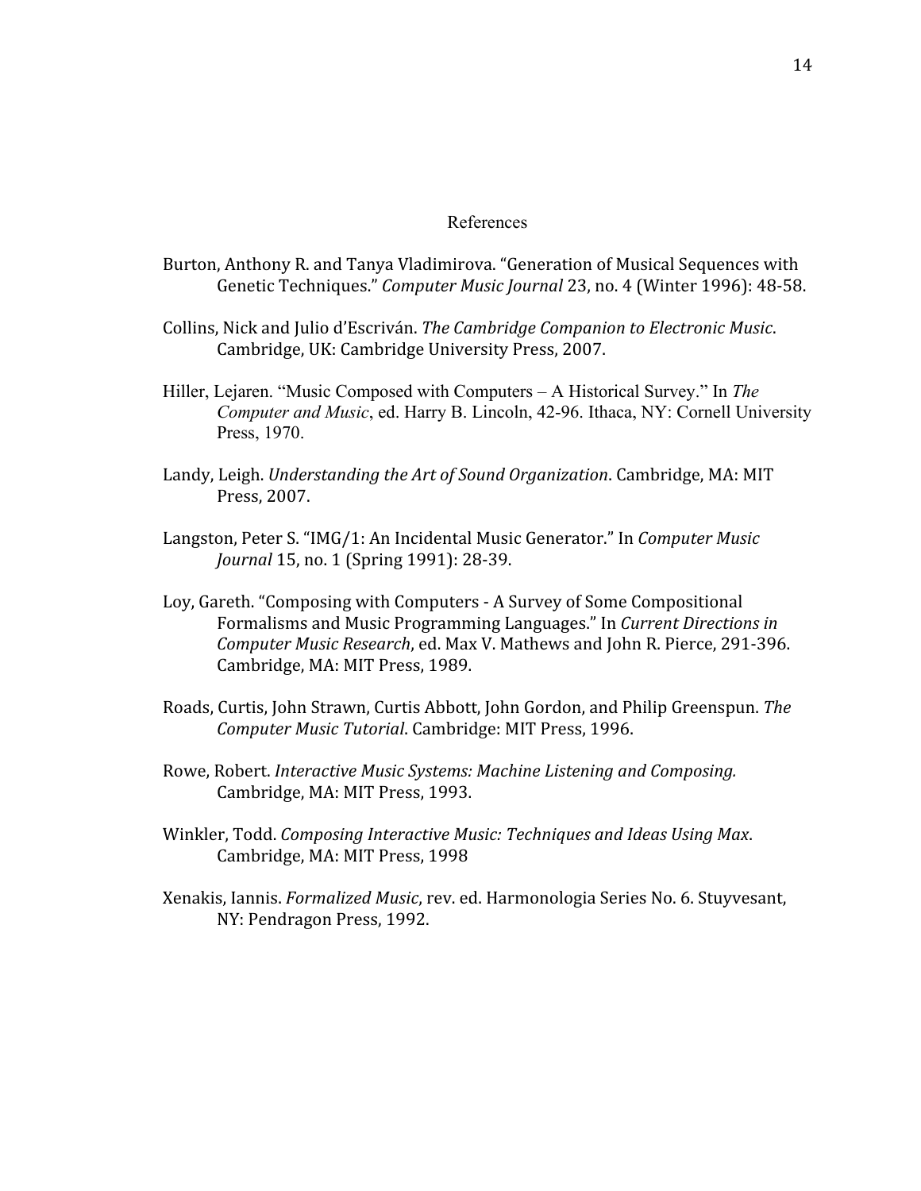# References

Burton, Anthony R. and Tanya Vladimirova. "Generation of Musical Sequences with Genetic Techniques." *Computer Music Journal* 23, no. 4 (Winter 1996): 48-58.

Collins, Nick and Julio d'Escriván. *The Cambridge Companion to Electronic Music*. Cambridge, UK: Cambridge University Press, 2007.

Hiller, Lejaren. "Music Composed with Computers – A Historical Survey." In *The Computer and Music*, ed. Harry B. Lincoln, 42-96. Ithaca, NY: Cornell University Press, 1970.

Landy, Leigh. *Understanding the Art of Sound Organization*. Cambridge, MA: MIT Press, 2007.

Langston, Peter S. "IMG/1: An Incidental Music Generator." In *Computer Music Journal* 15, no. 1 (Spring 1991): 28-39.

Loy, Gareth. "Composing with Computers - A Survey of Some Compositional Formalisms and Music Programming Languages." In *Current Directions in Computer Music Research*, ed. Max V. Mathews and John R. Pierce, 291-396. Cambridge, MA: MIT Press, 1989.

Roads, Curtis, John Strawn, Curtis Abbott, John Gordon, and Philip Greenspun. *The Computer Music Tutorial*. Cambridge: MIT Press, 1996.

Rowe, Robert. *Interactive Music Systems: Machine Listening and Composing.* Cambridge, MA: MIT Press, 1993.

Winkler, Todd. *Composing Interactive Music: Techniques and Ideas Using Max*. Cambridge, MA: MIT Press, 1998

Xenakis, Iannis. *Formalized Music*, rev. ed. Harmonologia Series No. 6. Stuyvesant, NY: Pendragon Press, 1992.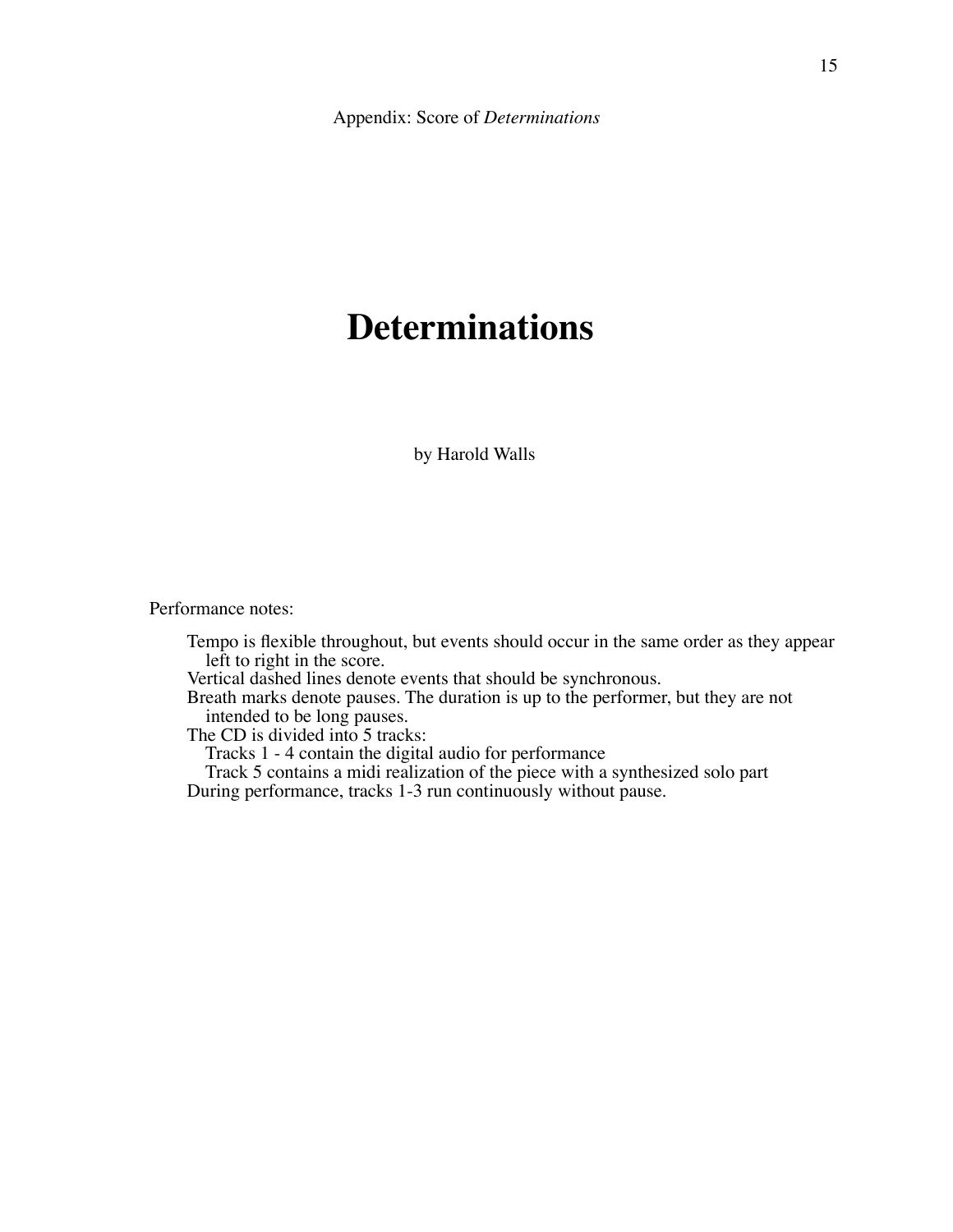Appendix: Score of *Determinations*

# Determinations

by Harold Walls

Performance notes:

Tempo is flexible throughout, but events should occur in the same order as they appear left to right in the score.
Vertical dashed lines denote events that should be synchronous.
Breath marks denote pauses. The duration is up to the performer, but they are not intended to be long pauses.
The CD is divided into 5 tracks:
  Tracks 1 - 4 contain the digital audio for performance
  Track 5 contains a midi realization of the piece with a synthesized solo part
During performance, tracks 1-3 run continuously without pause.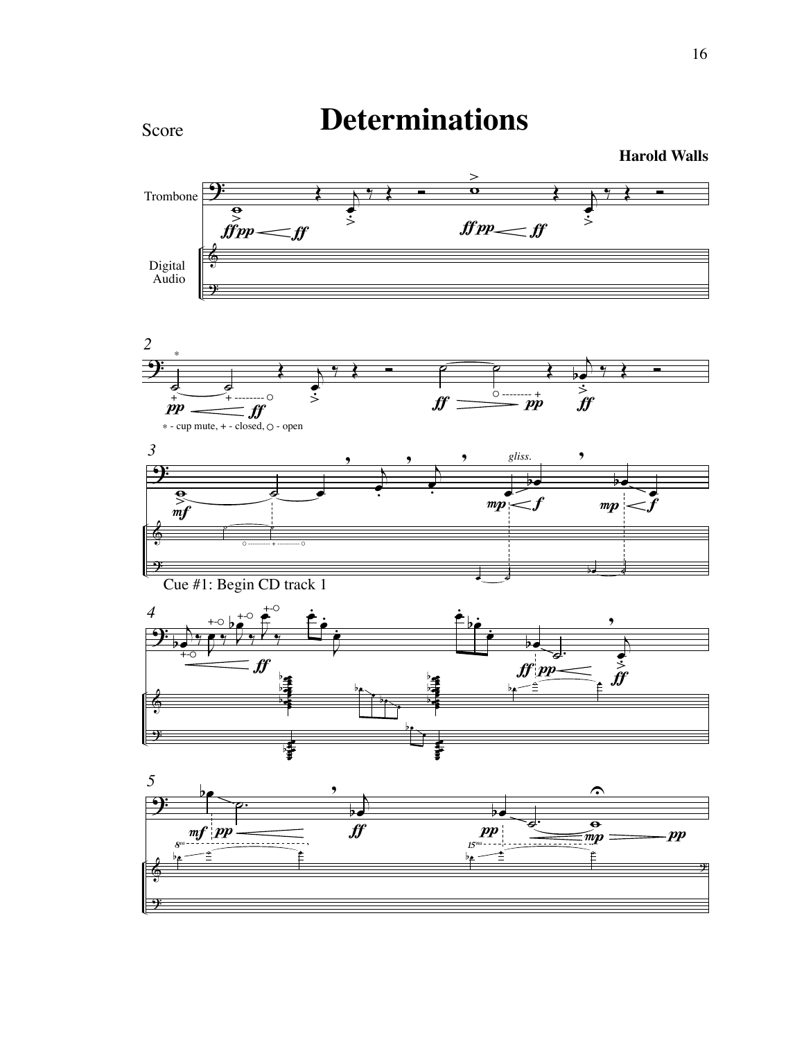Score

# Determinations

**Harold Walls**

Trombone

Digital Audio

\* - cup mute, + - closed, ○ - open

Cue #1: Begin CD track 1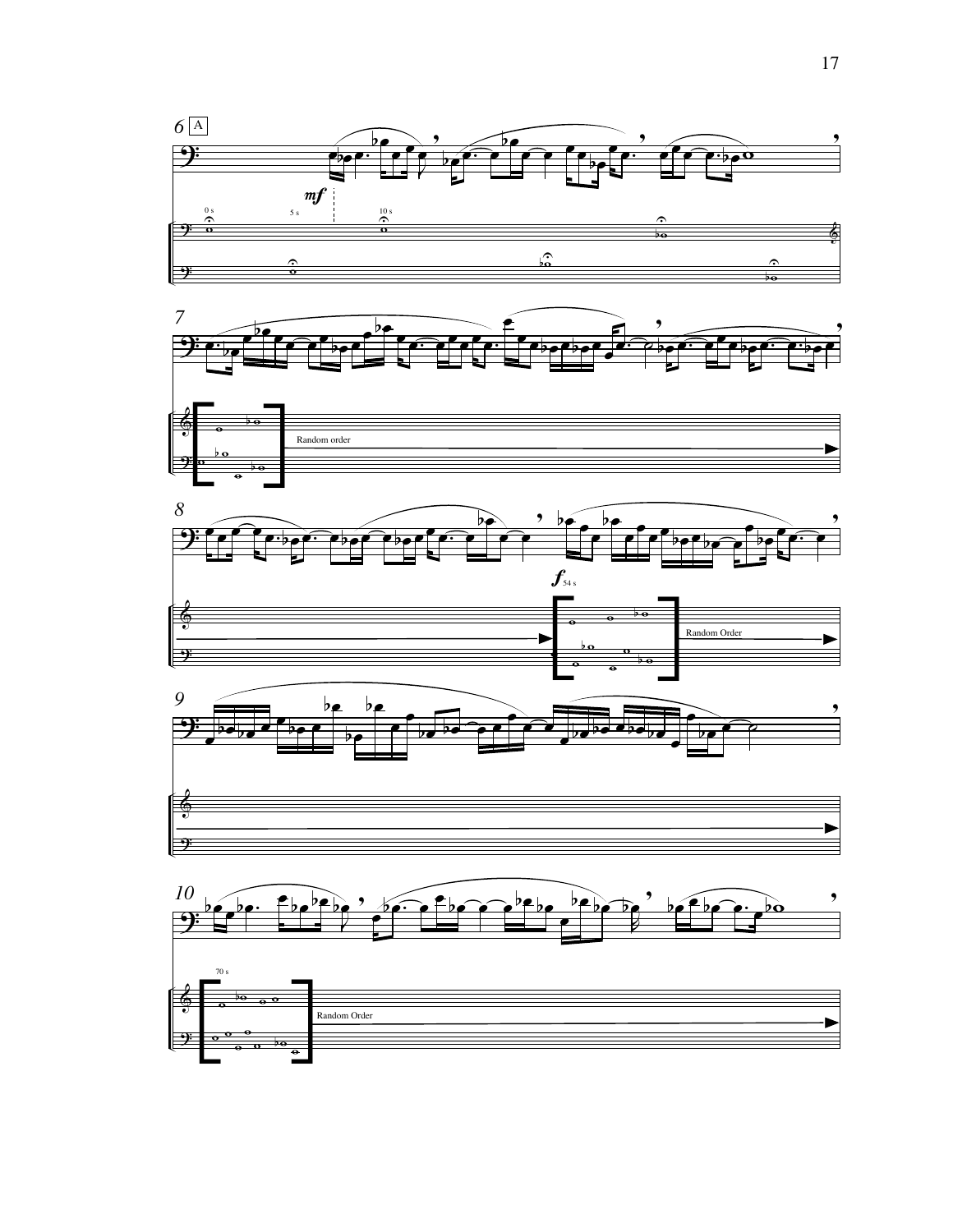6 A

*mf*

0 s 5 s 10 s

7

Random order

8

*f* 54 s

Random Order

9

10

70 s

Random Order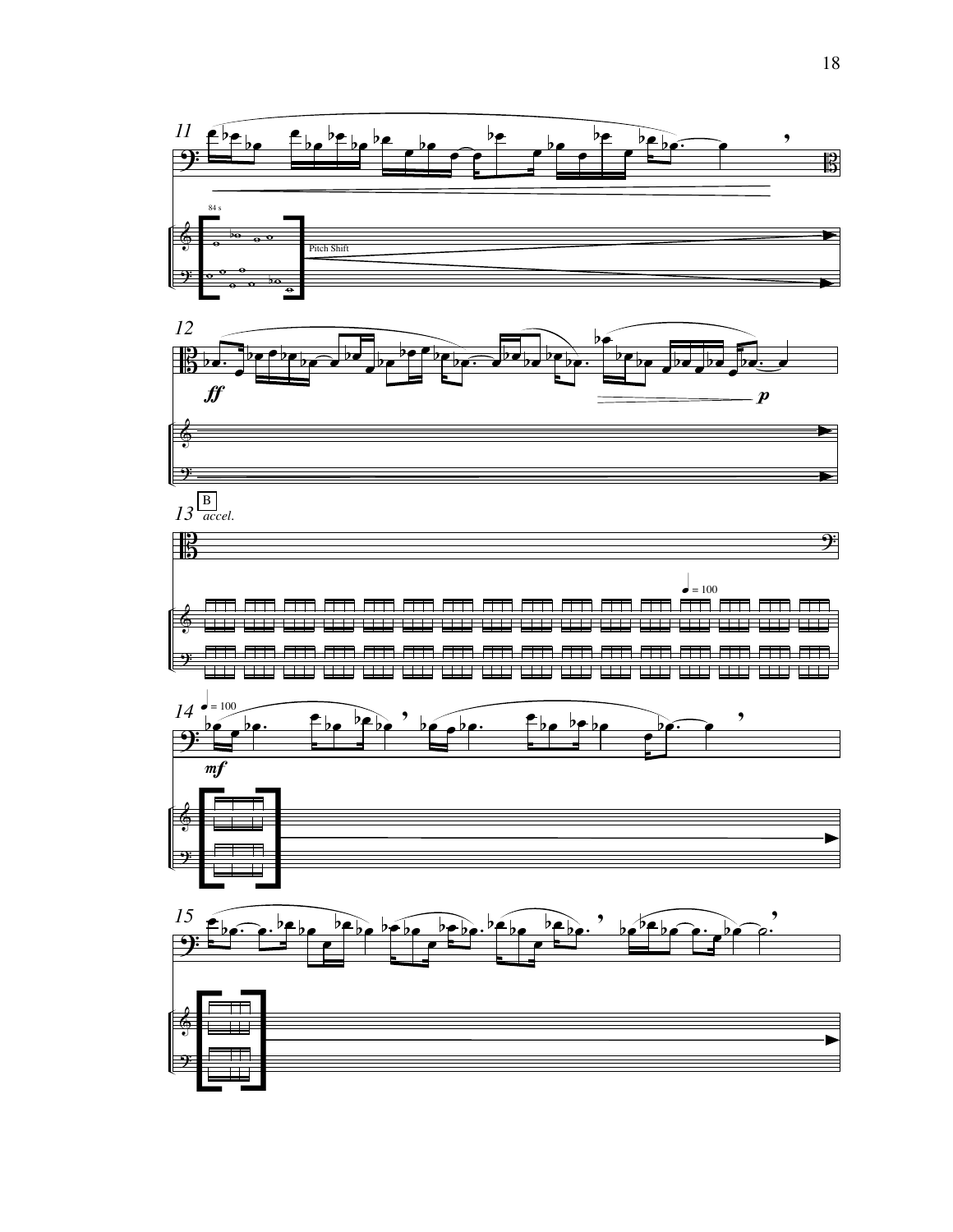11

84 s

Pitch Shift

12

*ff*

*p*

13 B *accel.*

♩ = 100

14 ♩ = 100

*mf*

15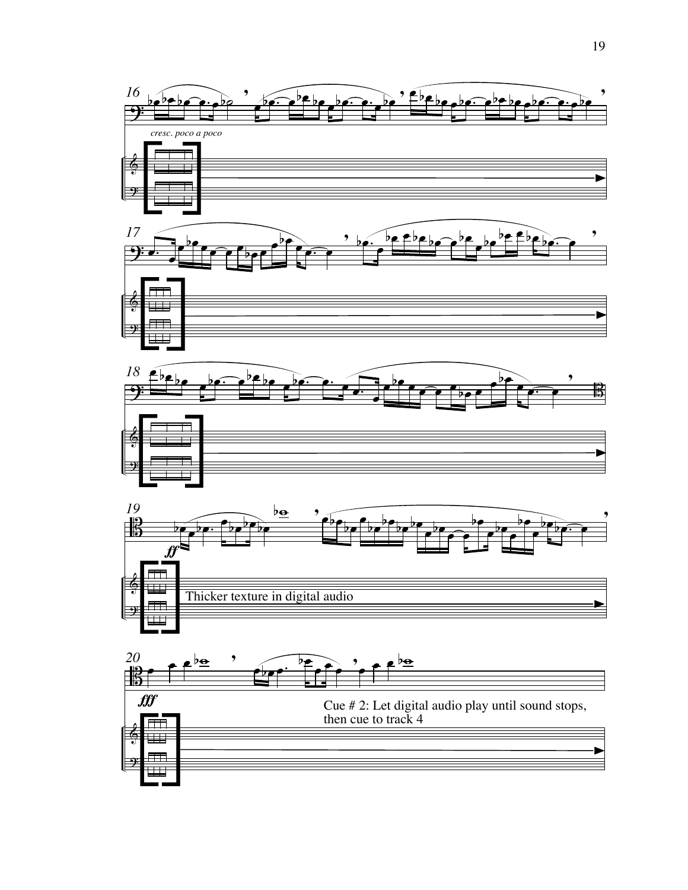16

*cresc. poco a poco*

17

18

19

*ff*

Thicker texture in digital audio

20

*fff*

Cue # 2: Let digital audio play until sound stops, then cue to track 4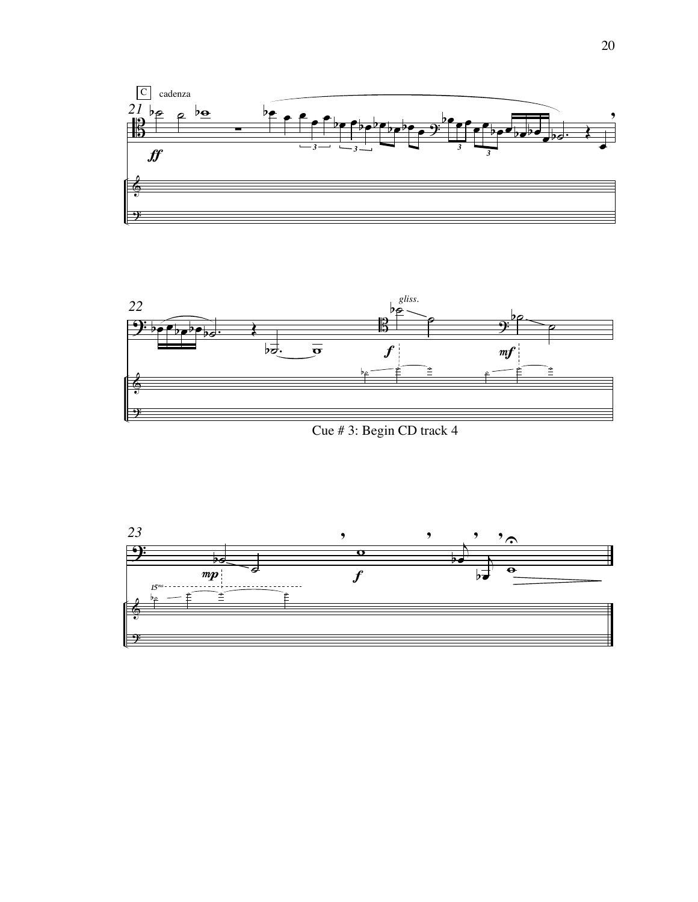C cadenza

Cue # 3: Begin CD track 4